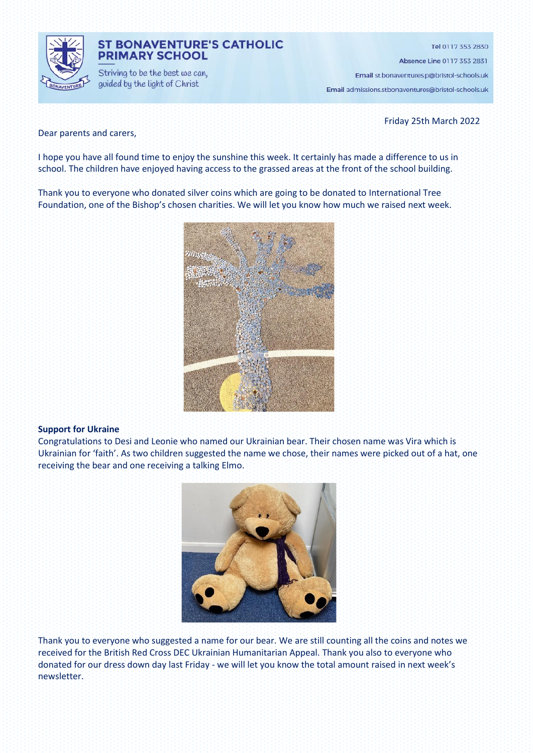# ST BONAVENTURE'S CATHOLIC PRIMARY SCHOOL

Striving to be the best we can, guided by the light of Christ

**Tel** 0117 353 2830

**Absence Line** 0117 353 2831

**Email** st.bonaventures.p@bristol-schools.uk

**Email** admissions.stbonaventures@bristol-schools.uk

Friday 25th March 2022

Dear parents and carers,

I hope you have all found time to enjoy the sunshine this week. It certainly has made a difference to us in school. The children have enjoyed having access to the grassed areas at the front of the school building.

Thank you to everyone who donated silver coins which are going to be donated to International Tree Foundation, one of the Bishop's chosen charities. We will let you know how much we raised next week.

**Support for Ukraine**

Congratulations to Desi and Leonie who named our Ukrainian bear. Their chosen name was Vira which is Ukrainian for 'faith'. As two children suggested the name we chose, their names were picked out of a hat, one receiving the bear and one receiving a talking Elmo.

Thank you to everyone who suggested a name for our bear. We are still counting all the coins and notes we received for the British Red Cross DEC Ukrainian Humanitarian Appeal. Thank you also to everyone who donated for our dress down day last Friday - we will let you know the total amount raised in next week's newsletter.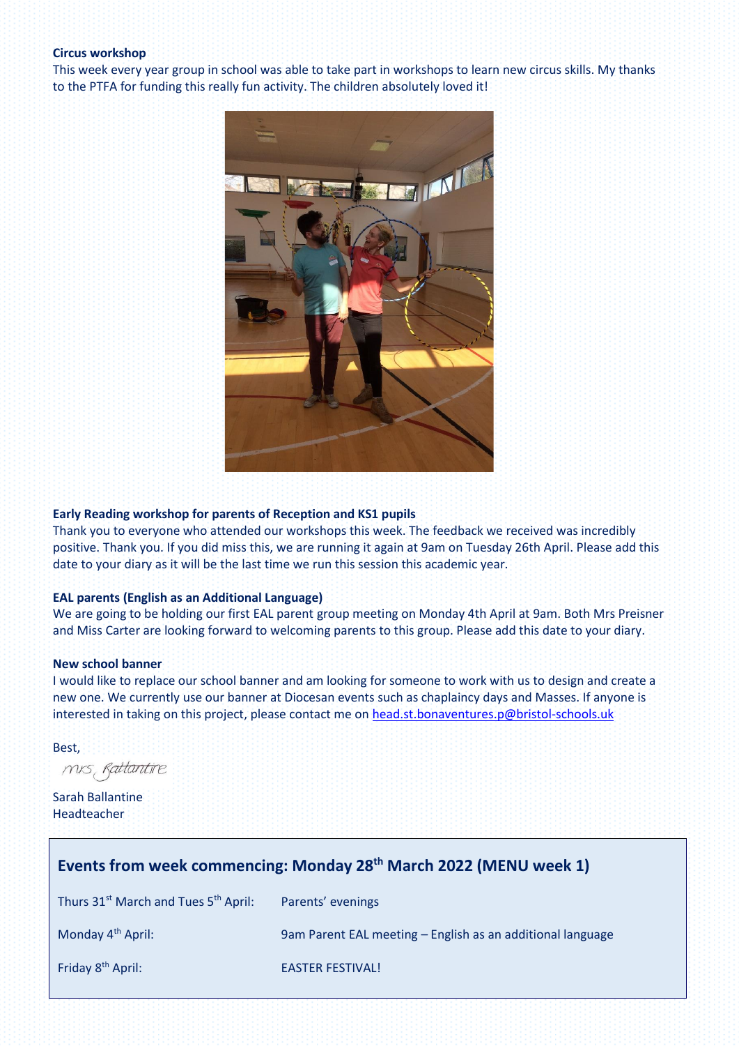**Circus workshop**

This week every year group in school was able to take part in workshops to learn new circus skills. My thanks to the PTFA for funding this really fun activity. The children absolutely loved it!

**Early Reading workshop for parents of Reception and KS1 pupils**

Thank you to everyone who attended our workshops this week. The feedback we received was incredibly positive. Thank you. If you did miss this, we are running it again at 9am on Tuesday 26th April. Please add this date to your diary as it will be the last time we run this session this academic year.

**EAL parents (English as an Additional Language)**

We are going to be holding our first EAL parent group meeting on Monday 4th April at 9am. Both Mrs Preisner and Miss Carter are looking forward to welcoming parents to this group. Please add this date to your diary.

**New school banner**

I would like to replace our school banner and am looking for someone to work with us to design and create a new one. We currently use our banner at Diocesan events such as chaplaincy days and Masses. If anyone is interested in taking on this project, please contact me on head.st.bonaventures.p@bristol-schools.uk

Best,

Mrs Ballantine

Sarah Ballantine
Headteacher

## Events from week commencing: Monday 28th March 2022 (MENU week 1)

| | |
|---|---|
| Thurs 31st March and Tues 5th April: | Parents' evenings |
| Monday 4th April: | 9am Parent EAL meeting – English as an additional language |
| Friday 8th April: | EASTER FESTIVAL! |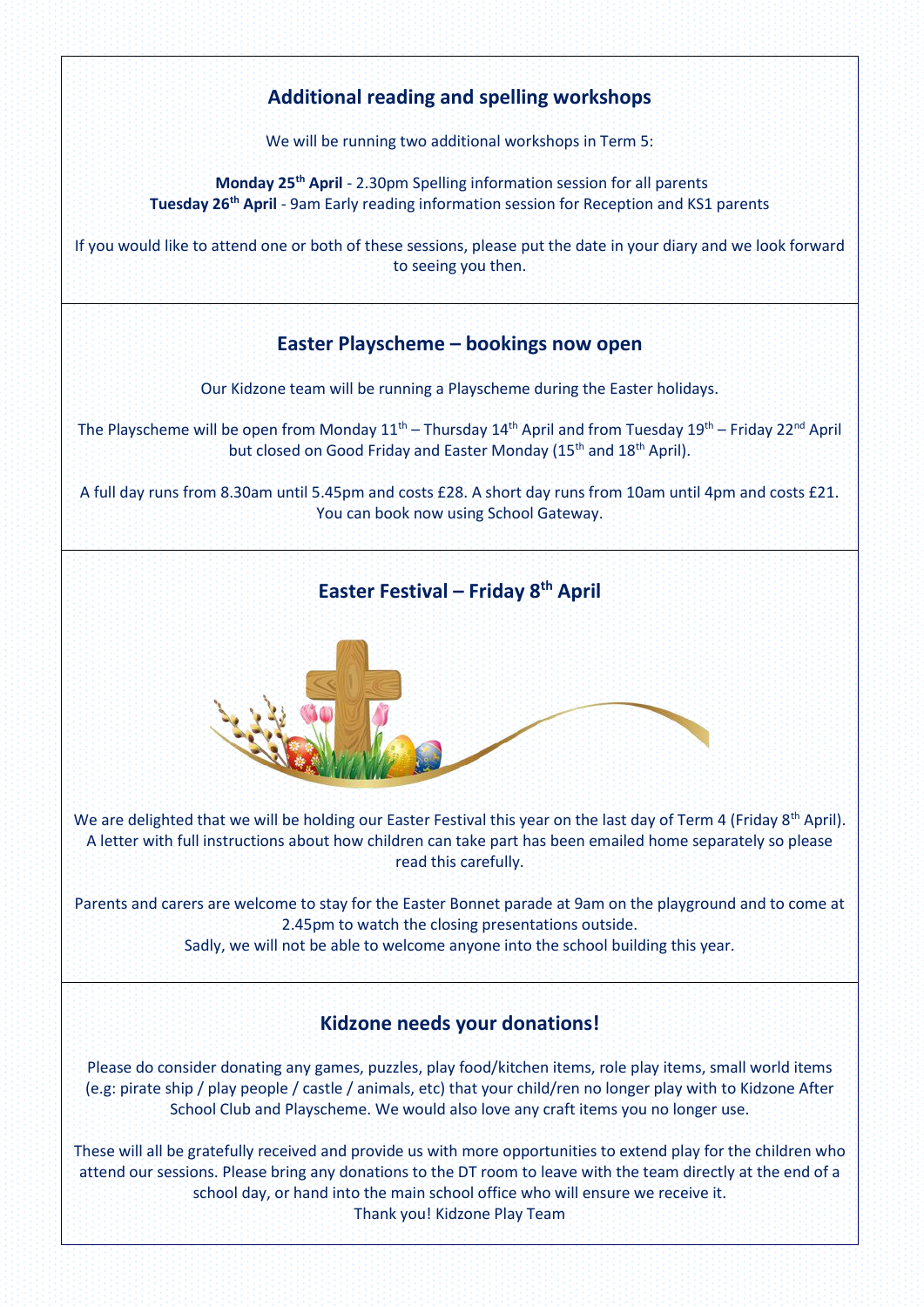## Additional reading and spelling workshops

We will be running two additional workshops in Term 5:

**Monday 25th April** - 2.30pm Spelling information session for all parents
**Tuesday 26th April** - 9am Early reading information session for Reception and KS1 parents

If you would like to attend one or both of these sessions, please put the date in your diary and we look forward to seeing you then.

## Easter Playscheme – bookings now open

Our Kidzone team will be running a Playscheme during the Easter holidays.

The Playscheme will be open from Monday 11th – Thursday 14th April and from Tuesday 19th – Friday 22nd April but closed on Good Friday and Easter Monday (15th and 18th April).

A full day runs from 8.30am until 5.45pm and costs £28. A short day runs from 10am until 4pm and costs £21. You can book now using School Gateway.

## Easter Festival – Friday 8th April

We are delighted that we will be holding our Easter Festival this year on the last day of Term 4 (Friday 8th April). A letter with full instructions about how children can take part has been emailed home separately so please read this carefully.

Parents and carers are welcome to stay for the Easter Bonnet parade at 9am on the playground and to come at 2.45pm to watch the closing presentations outside.
Sadly, we will not be able to welcome anyone into the school building this year.

## Kidzone needs your donations!

Please do consider donating any games, puzzles, play food/kitchen items, role play items, small world items (e.g: pirate ship / play people / castle / animals, etc) that your child/ren no longer play with to Kidzone After School Club and Playscheme. We would also love any craft items you no longer use.

These will all be gratefully received and provide us with more opportunities to extend play for the children who attend our sessions. Please bring any donations to the DT room to leave with the team directly at the end of a school day, or hand into the main school office who will ensure we receive it.
Thank you! Kidzone Play Team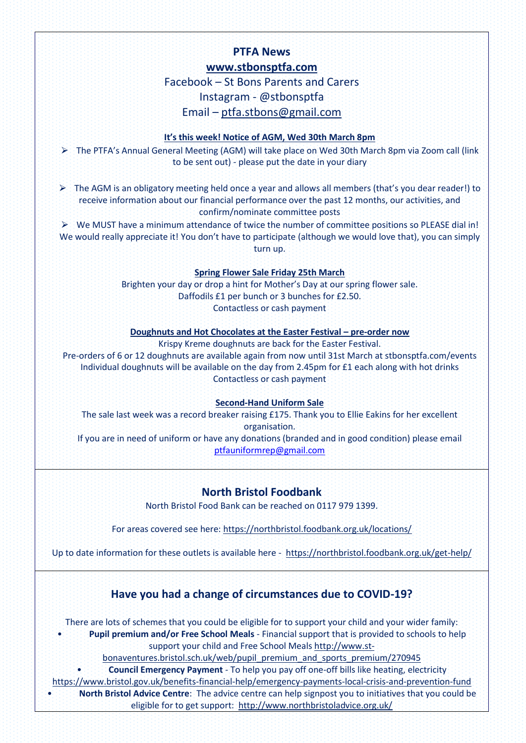## PTFA News

**www.stbonsptfa.com**

Facebook – St Bons Parents and Carers

Instagram - @stbonsptfa

Email – ptfa.stbons@gmail.com

**It's this week! Notice of AGM, Wed 30th March 8pm**

- The PTFA's Annual General Meeting (AGM) will take place on Wed 30th March 8pm via Zoom call (link to be sent out) - please put the date in your diary

- The AGM is an obligatory meeting held once a year and allows all members (that's you dear reader!) to receive information about our financial performance over the past 12 months, our activities, and confirm/nominate committee posts
- We MUST have a minimum attendance of twice the number of committee positions so PLEASE dial in! We would really appreciate it! You don't have to participate (although we would love that), you can simply turn up.

**Spring Flower Sale Friday 25th March**

Brighten your day or drop a hint for Mother's Day at our spring flower sale.
Daffodils £1 per bunch or 3 bunches for £2.50.
Contactless or cash payment

**Doughnuts and Hot Chocolates at the Easter Festival – pre-order now**

Krispy Kreme doughnuts are back for the Easter Festival.
Pre-orders of 6 or 12 doughnuts are available again from now until 31st March at stbonsptfa.com/events
Individual doughnuts will be available on the day from 2.45pm for £1 each along with hot drinks
Contactless or cash payment

**Second-Hand Uniform Sale**

The sale last week was a record breaker raising £175. Thank you to Ellie Eakins for her excellent organisation.
If you are in need of uniform or have any donations (branded and in good condition) please email ptfauniformrep@gmail.com

## North Bristol Foodbank

North Bristol Food Bank can be reached on 0117 979 1399.

For areas covered see here: https://northbristol.foodbank.org.uk/locations/

Up to date information for these outlets is available here - https://northbristol.foodbank.org.uk/get-help/

## Have you had a change of circumstances due to COVID-19?

There are lots of schemes that you could be eligible for to support your child and your wider family:

- **Pupil premium and/or Free School Meals** - Financial support that is provided to schools to help support your child and Free School Meals http://www.st-bonaventures.bristol.sch.uk/web/pupil_premium_and_sports_premium/270945
- **Council Emergency Payment** - To help you pay off one-off bills like heating, electricity https://www.bristol.gov.uk/benefits-financial-help/emergency-payments-local-crisis-and-prevention-fund
- **North Bristol Advice Centre**: The advice centre can help signpost you to initiatives that you could be eligible for to get support: http://www.northbristoladvice.org.uk/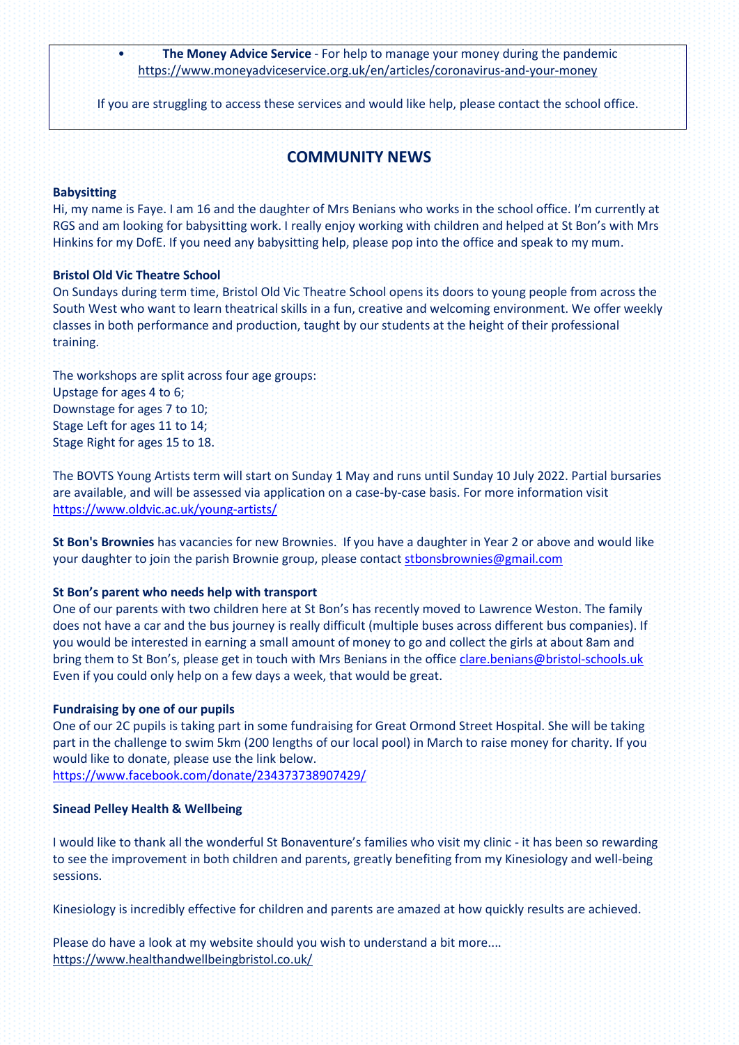- **The Money Advice Service** - For help to manage your money during the pandemic https://www.moneyadviceservice.org.uk/en/articles/coronavirus-and-your-money

If you are struggling to access these services and would like help, please contact the school office.

## COMMUNITY NEWS

**Babysitting**

Hi, my name is Faye. I am 16 and the daughter of Mrs Benians who works in the school office. I'm currently at RGS and am looking for babysitting work. I really enjoy working with children and helped at St Bon's with Mrs Hinkins for my DofE. If you need any babysitting help, please pop into the office and speak to my mum.

**Bristol Old Vic Theatre School**

On Sundays during term time, Bristol Old Vic Theatre School opens its doors to young people from across the South West who want to learn theatrical skills in a fun, creative and welcoming environment. We offer weekly classes in both performance and production, taught by our students at the height of their professional training.

The workshops are split across four age groups:
Upstage for ages 4 to 6;
Downstage for ages 7 to 10;
Stage Left for ages 11 to 14;
Stage Right for ages 15 to 18.

The BOVTS Young Artists term will start on Sunday 1 May and runs until Sunday 10 July 2022. Partial bursaries are available, and will be assessed via application on a case-by-case basis. For more information visit https://www.oldvic.ac.uk/young-artists/

**St Bon's Brownies** has vacancies for new Brownies. If you have a daughter in Year 2 or above and would like your daughter to join the parish Brownie group, please contact stbonsbrownies@gmail.com

**St Bon's parent who needs help with transport**

One of our parents with two children here at St Bon's has recently moved to Lawrence Weston. The family does not have a car and the bus journey is really difficult (multiple buses across different bus companies). If you would be interested in earning a small amount of money to go and collect the girls at about 8am and bring them to St Bon's, please get in touch with Mrs Benians in the office clare.benians@bristol-schools.uk Even if you could only help on a few days a week, that would be great.

**Fundraising by one of our pupils**

One of our 2C pupils is taking part in some fundraising for Great Ormond Street Hospital. She will be taking part in the challenge to swim 5km (200 lengths of our local pool) in March to raise money for charity. If you would like to donate, please use the link below.
https://www.facebook.com/donate/234373738907429/

**Sinead Pelley Health & Wellbeing**

I would like to thank all the wonderful St Bonaventure's families who visit my clinic - it has been so rewarding to see the improvement in both children and parents, greatly benefiting from my Kinesiology and well-being sessions.

Kinesiology is incredibly effective for children and parents are amazed at how quickly results are achieved.

Please do have a look at my website should you wish to understand a bit more....
https://www.healthandwellbeingbristol.co.uk/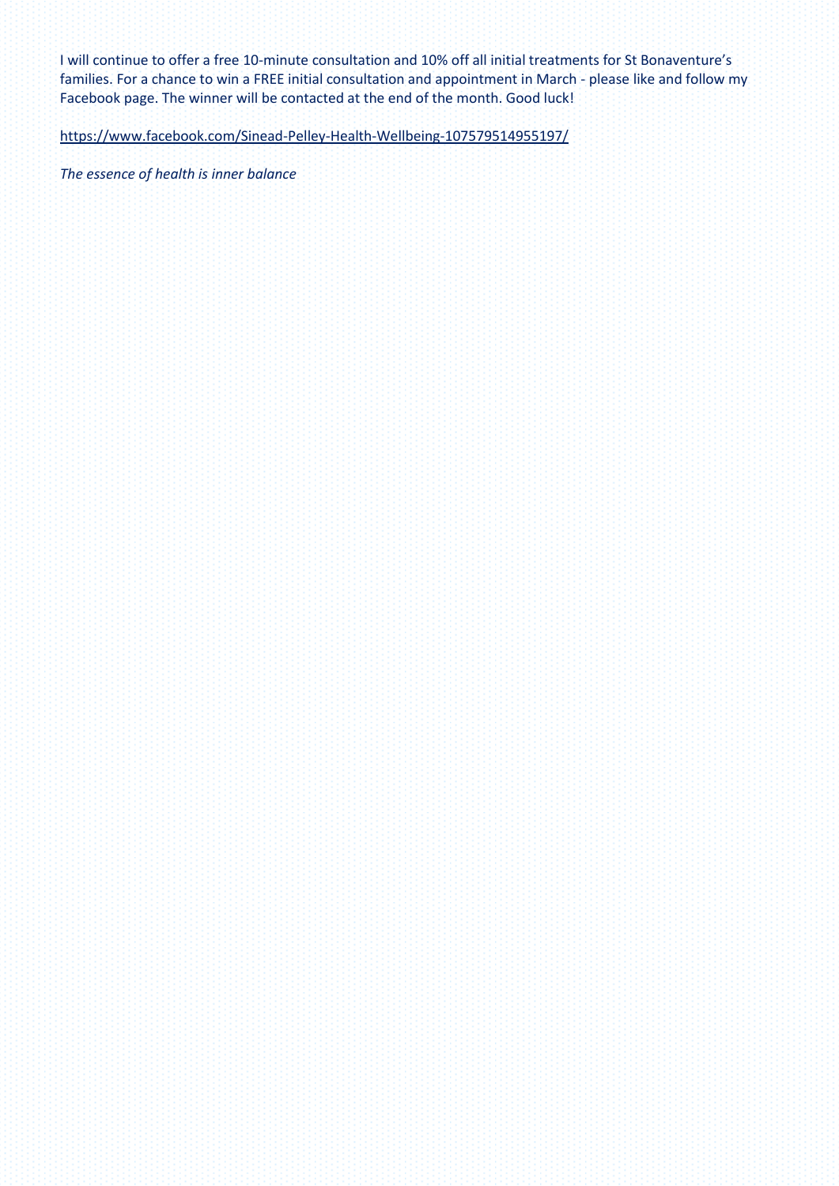I will continue to offer a free 10-minute consultation and 10% off all initial treatments for St Bonaventure's families. For a chance to win a FREE initial consultation and appointment in March - please like and follow my Facebook page. The winner will be contacted at the end of the month. Good luck!

https://www.facebook.com/Sinead-Pelley-Health-Wellbeing-107579514955197/

*The essence of health is inner balance*